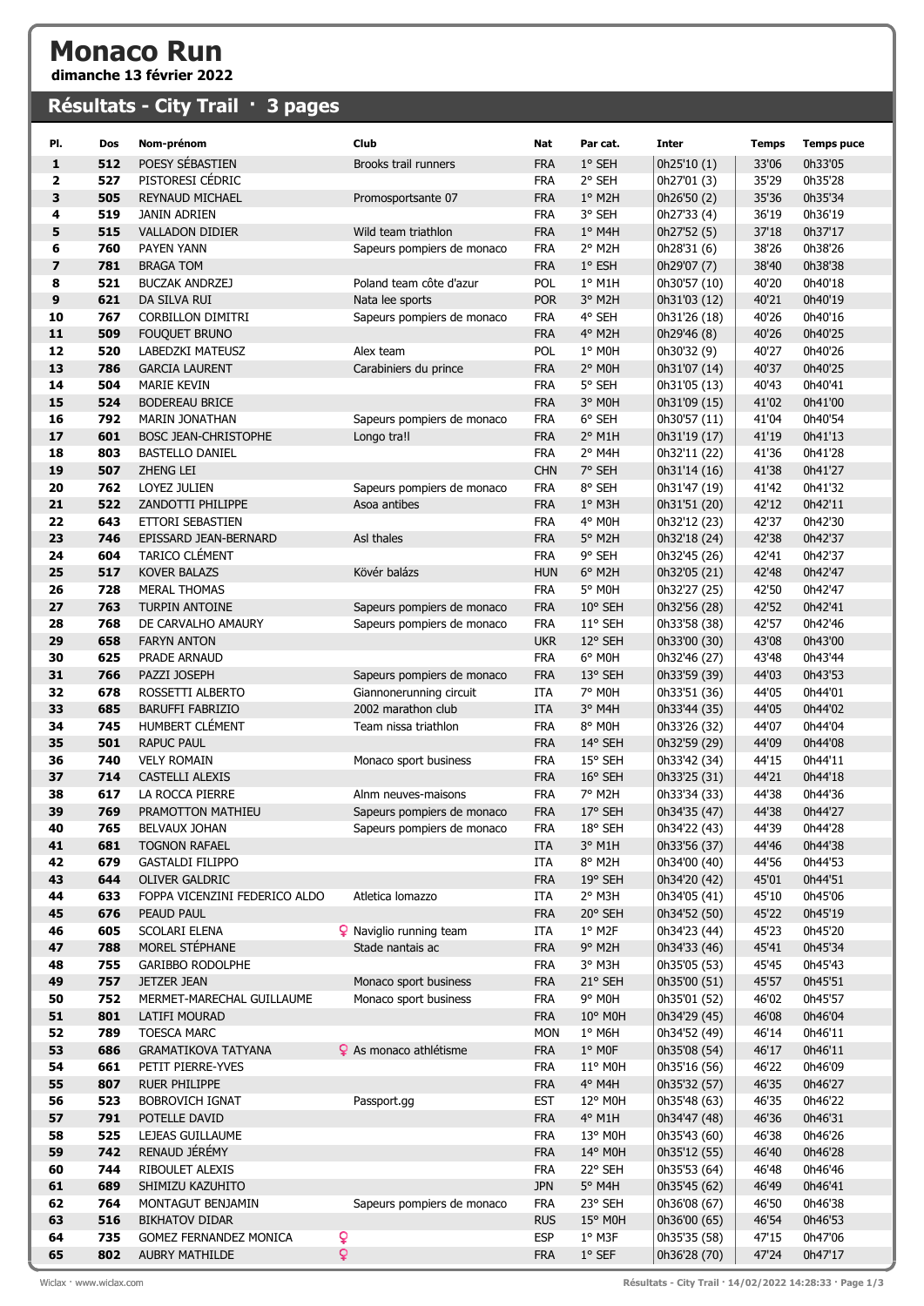# Monaco Run

**dimanche 13 février 2022**

## Résultats - City Trail · 3 pages

| Pl. | Dos | Nom-prénom | Club | Nat | Par cat. | Inter | Temps | Temps puce |
|---|---|---|---|---|---|---|---|---|
| 1 | 512 | POESY SÉBASTIEN | Brooks trail runners | FRA | 1° SEH | 0h25'10 (1) | 33'06 | 0h33'05 |
| 2 | 527 | PISTORESI CÉDRIC | | FRA | 2° SEH | 0h27'01 (3) | 35'29 | 0h35'28 |
| 3 | 505 | REYNAUD MICHAEL | Promosportsante 07 | FRA | 1° M2H | 0h26'50 (2) | 35'36 | 0h35'34 |
| 4 | 519 | JANIN ADRIEN | | FRA | 3° SEH | 0h27'33 (4) | 36'19 | 0h36'19 |
| 5 | 515 | VALLADON DIDIER | Wild team triathlon | FRA | 1° M4H | 0h27'52 (5) | 37'18 | 0h37'17 |
| 6 | 760 | PAYEN YANN | Sapeurs pompiers de monaco | FRA | 2° M2H | 0h28'31 (6) | 38'26 | 0h38'26 |
| 7 | 781 | BRAGA TOM | | FRA | 1° ESH | 0h29'07 (7) | 38'40 | 0h38'38 |
| 8 | 521 | BUCZAK ANDRZEJ | Poland team côte d'azur | POL | 1° M1H | 0h30'57 (10) | 40'20 | 0h40'18 |
| 9 | 621 | DA SILVA RUI | Nata lee sports | POR | 3° M2H | 0h31'03 (12) | 40'21 | 0h40'19 |
| 10 | 767 | CORBILLON DIMITRI | Sapeurs pompiers de monaco | FRA | 4° SEH | 0h31'26 (18) | 40'26 | 0h40'16 |
| 11 | 509 | FOUQUET BRUNO | | FRA | 4° M2H | 0h29'46 (8) | 40'26 | 0h40'25 |
| 12 | 520 | LABEDZKI MATEUSZ | Alex team | POL | 1° M0H | 0h30'32 (9) | 40'27 | 0h40'26 |
| 13 | 786 | GARCIA LAURENT | Carabiniers du prince | FRA | 2° M0H | 0h31'07 (14) | 40'37 | 0h40'25 |
| 14 | 504 | MARIE KEVIN | | FRA | 5° SEH | 0h31'05 (13) | 40'43 | 0h40'41 |
| 15 | 524 | BODEREAU BRICE | | FRA | 3° M0H | 0h31'09 (15) | 41'02 | 0h41'00 |
| 16 | 792 | MARIN JONATHAN | Sapeurs pompiers de monaco | FRA | 6° SEH | 0h30'57 (11) | 41'04 | 0h40'54 |
| 17 | 601 | BOSC JEAN-CHRISTOPHE | Longo tra!l | FRA | 2° M1H | 0h31'19 (17) | 41'19 | 0h41'13 |
| 18 | 803 | BASTELLO DANIEL | | FRA | 2° M4H | 0h32'11 (22) | 41'36 | 0h41'28 |
| 19 | 507 | ZHENG LEI | | CHN | 7° SEH | 0h31'14 (16) | 41'38 | 0h41'27 |
| 20 | 762 | LOYEZ JULIEN | Sapeurs pompiers de monaco | FRA | 8° SEH | 0h31'47 (19) | 41'42 | 0h41'32 |
| 21 | 522 | ZANDOTTI PHILIPPE | Asoa antibes | FRA | 1° M3H | 0h31'51 (20) | 42'12 | 0h42'11 |
| 22 | 643 | ETTORI SEBASTIEN | | FRA | 4° M0H | 0h32'12 (23) | 42'37 | 0h42'30 |
| 23 | 746 | EPISSARD JEAN-BERNARD | Asl thales | FRA | 5° M2H | 0h32'18 (24) | 42'38 | 0h42'37 |
| 24 | 604 | TARICO CLÉMENT | | FRA | 9° SEH | 0h32'45 (26) | 42'41 | 0h42'37 |
| 25 | 517 | KOVER BALAZS | Kövér balázs | HUN | 6° M2H | 0h32'05 (21) | 42'48 | 0h42'47 |
| 26 | 728 | MERAL THOMAS | | FRA | 5° M0H | 0h32'27 (25) | 42'50 | 0h42'47 |
| 27 | 763 | TURPIN ANTOINE | Sapeurs pompiers de monaco | FRA | 10° SEH | 0h32'56 (28) | 42'52 | 0h42'41 |
| 28 | 768 | DE CARVALHO AMAURY | Sapeurs pompiers de monaco | FRA | 11° SEH | 0h33'58 (38) | 42'57 | 0h42'46 |
| 29 | 658 | FARYN ANTON | | UKR | 12° SEH | 0h33'00 (30) | 43'08 | 0h43'00 |
| 30 | 625 | PRADE ARNAUD | | FRA | 6° M0H | 0h32'46 (27) | 43'48 | 0h43'44 |
| 31 | 766 | PAZZI JOSEPH | Sapeurs pompiers de monaco | FRA | 13° SEH | 0h33'59 (39) | 44'03 | 0h43'53 |
| 32 | 678 | ROSSETTI ALBERTO | Giannonerunning circuit | ITA | 7° M0H | 0h33'51 (36) | 44'05 | 0h44'01 |
| 33 | 685 | BARUFFI FABRIZIO | 2002 marathon club | ITA | 3° M4H | 0h33'44 (35) | 44'05 | 0h44'02 |
| 34 | 745 | HUMBERT CLÉMENT | Team nissa triathlon | FRA | 8° M0H | 0h33'26 (32) | 44'07 | 0h44'04 |
| 35 | 501 | RAPUC PAUL | | FRA | 14° SEH | 0h32'59 (29) | 44'09 | 0h44'08 |
| 36 | 740 | VELY ROMAIN | Monaco sport business | FRA | 15° SEH | 0h33'42 (34) | 44'15 | 0h44'11 |
| 37 | 714 | CASTELLI ALEXIS | | FRA | 16° SEH | 0h33'25 (31) | 44'21 | 0h44'18 |
| 38 | 617 | LA ROCCA PIERRE | Alnm neuves-maisons | FRA | 7° M2H | 0h33'34 (33) | 44'38 | 0h44'36 |
| 39 | 769 | PRAMOTTON MATHIEU | Sapeurs pompiers de monaco | FRA | 17° SEH | 0h34'35 (47) | 44'38 | 0h44'27 |
| 40 | 765 | BELVAUX JOHAN | Sapeurs pompiers de monaco | FRA | 18° SEH | 0h34'22 (43) | 44'39 | 0h44'28 |
| 41 | 681 | TOGNON RAFAEL | | ITA | 3° M1H | 0h33'56 (37) | 44'46 | 0h44'38 |
| 42 | 679 | GASTALDI FILIPPO | | ITA | 8° M2H | 0h34'00 (40) | 44'56 | 0h44'53 |
| 43 | 644 | OLIVER GALDRIC | | FRA | 19° SEH | 0h34'20 (42) | 45'01 | 0h44'51 |
| 44 | 633 | FOPPA VICENZINI FEDERICO ALDO | Atletica lomazzo | ITA | 2° M3H | 0h34'05 (41) | 45'10 | 0h45'06 |
| 45 | 676 | PEAUD PAUL | | FRA | 20° SEH | 0h34'52 (50) | 45'22 | 0h45'19 |
| 46 | 605 | SCOLARI ELENA | ♀ Naviglio running team | ITA | 1° M2F | 0h34'23 (44) | 45'23 | 0h45'20 |
| 47 | 788 | MOREL STÉPHANE | Stade nantais ac | FRA | 9° M2H | 0h34'33 (46) | 45'41 | 0h45'34 |
| 48 | 755 | GARIBBO RODOLPHE | | FRA | 3° M3H | 0h35'05 (53) | 45'45 | 0h45'43 |
| 49 | 757 | JETZER JEAN | Monaco sport business | FRA | 21° SEH | 0h35'00 (51) | 45'57 | 0h45'51 |
| 50 | 752 | MERMET-MARECHAL GUILLAUME | Monaco sport business | FRA | 9° M0H | 0h35'01 (52) | 46'02 | 0h45'57 |
| 51 | 801 | LATIFI MOURAD | | FRA | 10° M0H | 0h34'29 (45) | 46'08 | 0h46'04 |
| 52 | 789 | TOESCA MARC | | MON | 1° M6H | 0h34'52 (49) | 46'14 | 0h46'11 |
| 53 | 686 | GRAMATIKOVA TATYANA | ♀ As monaco athlétisme | FRA | 1° M0F | 0h35'08 (54) | 46'17 | 0h46'11 |
| 54 | 661 | PETIT PIERRE-YVES | | FRA | 11° M0H | 0h35'16 (56) | 46'22 | 0h46'09 |
| 55 | 807 | RUER PHILIPPE | | FRA | 4° M4H | 0h35'32 (57) | 46'35 | 0h46'27 |
| 56 | 523 | BOBROVICH IGNAT | Passport.gg | EST | 12° M0H | 0h35'48 (63) | 46'35 | 0h46'22 |
| 57 | 791 | POTELLE DAVID | | FRA | 4° M1H | 0h34'47 (48) | 46'36 | 0h46'31 |
| 58 | 525 | LEJEAS GUILLAUME | | FRA | 13° M0H | 0h35'43 (60) | 46'38 | 0h46'26 |
| 59 | 742 | RENAUD JÉRÉMY | | FRA | 14° M0H | 0h35'12 (55) | 46'40 | 0h46'28 |
| 60 | 744 | RIBOULET ALEXIS | | FRA | 22° SEH | 0h35'53 (64) | 46'48 | 0h46'46 |
| 61 | 689 | SHIMIZU KAZUHITO | | JPN | 5° M4H | 0h35'45 (62) | 46'49 | 0h46'41 |
| 62 | 764 | MONTAGUT BENJAMIN | Sapeurs pompiers de monaco | FRA | 23° SEH | 0h36'08 (67) | 46'50 | 0h46'38 |
| 63 | 516 | BIKHATOV DIDAR | | RUS | 15° M0H | 0h36'00 (65) | 46'54 | 0h46'53 |
| 64 | 735 | GOMEZ FERNANDEZ MONICA ♀ | | ESP | 1° M3F | 0h35'35 (58) | 47'15 | 0h47'06 |
| 65 | 802 | AUBRY MATHILDE ♀ | | FRA | 1° SEF | 0h36'28 (70) | 47'24 | 0h47'17 |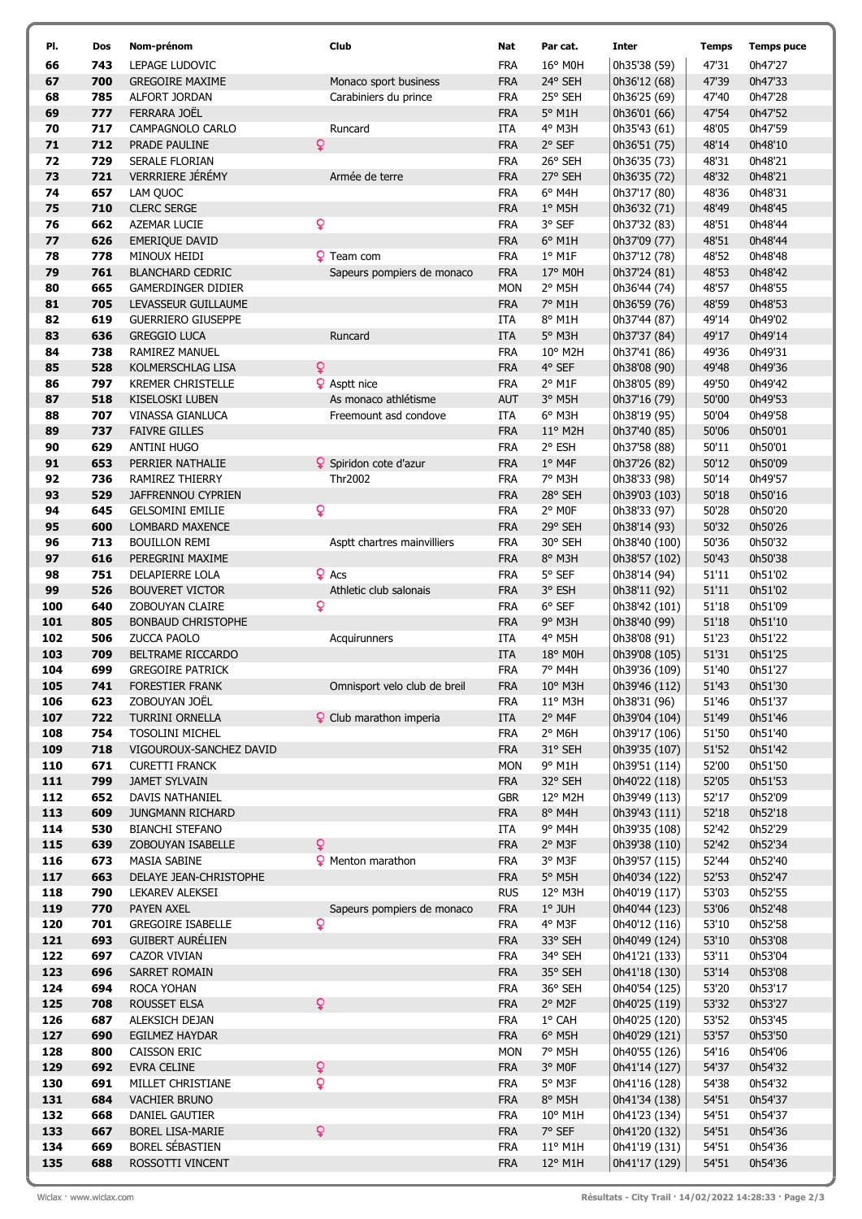| Pl. | Dos | Nom-prénom | Club | Nat | Par cat. | Inter | Temps | Temps puce |
|---|---|---|---|---|---|---|---|---|
| 66 | 743 | LEPAGE LUDOVIC | | FRA | 16° M0H | 0h35'38 (59) | 47'31 | 0h47'27 |
| 67 | 700 | GREGOIRE MAXIME | Monaco sport business | FRA | 24° SEH | 0h36'12 (68) | 47'39 | 0h47'33 |
| 68 | 785 | ALFORT JORDAN | Carabiniers du prince | FRA | 25° SEH | 0h36'25 (69) | 47'40 | 0h47'28 |
| 69 | 777 | FERRARA JOËL | | FRA | 5° M1H | 0h36'01 (66) | 47'54 | 0h47'52 |
| 70 | 717 | CAMPAGNOLO CARLO | Runcard | ITA | 4° M3H | 0h35'43 (61) | 48'05 | 0h47'59 |
| 71 | 712 | PRADE PAULINE | ♀ | FRA | 2° SEF | 0h36'51 (75) | 48'14 | 0h48'10 |
| 72 | 729 | SERALE FLORIAN | | FRA | 26° SEH | 0h36'35 (73) | 48'31 | 0h48'21 |
| 73 | 721 | VERRRIERE JÉRÉMY | Armée de terre | FRA | 27° SEH | 0h36'35 (72) | 48'32 | 0h48'21 |
| 74 | 657 | LAM QUOC | | FRA | 6° M4H | 0h37'17 (80) | 48'36 | 0h48'31 |
| 75 | 710 | CLERC SERGE | | FRA | 1° M5H | 0h36'32 (71) | 48'49 | 0h48'45 |
| 76 | 662 | AZEMAR LUCIE | ♀ | FRA | 3° SEF | 0h37'32 (83) | 48'51 | 0h48'44 |
| 77 | 626 | EMERIQUE DAVID | | FRA | 6° M1H | 0h37'09 (77) | 48'51 | 0h48'44 |
| 78 | 778 | MINOUX HEIDI | ♀ Team com | FRA | 1° M1F | 0h37'12 (78) | 48'52 | 0h48'48 |
| 79 | 761 | BLANCHARD CEDRIC | Sapeurs pompiers de monaco | FRA | 17° M0H | 0h37'24 (81) | 48'53 | 0h48'42 |
| 80 | 665 | GAMERDINGER DIDIER | | MON | 2° M5H | 0h36'44 (74) | 48'57 | 0h48'55 |
| 81 | 705 | LEVASSEUR GUILLAUME | | FRA | 7° M1H | 0h36'59 (76) | 48'59 | 0h48'53 |
| 82 | 619 | GUERRIERO GIUSEPPE | | ITA | 8° M1H | 0h37'44 (87) | 49'14 | 0h49'02 |
| 83 | 636 | GREGGIO LUCA | Runcard | ITA | 5° M3H | 0h37'37 (84) | 49'17 | 0h49'14 |
| 84 | 738 | RAMIREZ MANUEL | | FRA | 10° M2H | 0h37'41 (86) | 49'36 | 0h49'31 |
| 85 | 528 | KOLMERSCHLAG LISA | ♀ | FRA | 4° SEF | 0h38'08 (90) | 49'48 | 0h49'36 |
| 86 | 797 | KREMER CHRISTELLE | ♀ Asptt nice | FRA | 2° M1F | 0h38'05 (89) | 49'50 | 0h49'42 |
| 87 | 518 | KISELOSKI LUBEN | As monaco athlétisme | AUT | 3° M5H | 0h37'16 (79) | 50'00 | 0h49'53 |
| 88 | 707 | VINASSA GIANLUCA | Freemount asd condove | ITA | 6° M3H | 0h38'19 (95) | 50'04 | 0h49'58 |
| 89 | 737 | FAIVRE GILLES | | FRA | 11° M2H | 0h37'40 (85) | 50'06 | 0h50'01 |
| 90 | 629 | ANTINI HUGO | | FRA | 2° ESH | 0h37'58 (88) | 50'11 | 0h50'01 |
| 91 | 653 | PERRIER NATHALIE | ♀ Spiridon cote d'azur | FRA | 1° M4F | 0h37'26 (82) | 50'12 | 0h50'09 |
| 92 | 736 | RAMIREZ THIERRY | Thr2002 | FRA | 7° M3H | 0h38'33 (98) | 50'14 | 0h49'57 |
| 93 | 529 | JAFFRENNOU CYPRIEN | | FRA | 28° SEH | 0h39'03 (103) | 50'18 | 0h50'16 |
| 94 | 645 | GELSOMINI EMILIE | ♀ | FRA | 2° M0F | 0h38'33 (97) | 50'28 | 0h50'20 |
| 95 | 600 | LOMBARD MAXENCE | | FRA | 29° SEH | 0h38'14 (93) | 50'32 | 0h50'26 |
| 96 | 713 | BOUILLON REMI | Asptt chartres mainvilliers | FRA | 30° SEH | 0h38'40 (100) | 50'36 | 0h50'32 |
| 97 | 616 | PEREGRINI MAXIME | | FRA | 8° M3H | 0h38'57 (102) | 50'43 | 0h50'38 |
| 98 | 751 | DELAPIERRE LOLA | ♀ Acs | FRA | 5° SEF | 0h38'14 (94) | 51'11 | 0h51'02 |
| 99 | 526 | BOUVERET VICTOR | Athletic club salonais | FRA | 3° ESH | 0h38'11 (92) | 51'11 | 0h51'02 |
| 100 | 640 | ZOBOUYAN CLAIRE | ♀ | FRA | 6° SEF | 0h38'42 (101) | 51'18 | 0h51'09 |
| 101 | 805 | BONBAUD CHRISTOPHE | | FRA | 9° M3H | 0h38'40 (99) | 51'18 | 0h51'10 |
| 102 | 506 | ZUCCA PAOLO | Acquirunners | ITA | 4° M5H | 0h38'08 (91) | 51'23 | 0h51'22 |
| 103 | 709 | BELTRAME RICCARDO | | ITA | 18° M0H | 0h39'08 (105) | 51'31 | 0h51'25 |
| 104 | 699 | GREGOIRE PATRICK | | FRA | 7° M4H | 0h39'36 (109) | 51'40 | 0h51'27 |
| 105 | 741 | FORESTIER FRANK | Omnisport velo club de breil | FRA | 10° M3H | 0h39'46 (112) | 51'43 | 0h51'30 |
| 106 | 623 | ZOBOUYAN JOËL | | FRA | 11° M3H | 0h38'31 (96) | 51'46 | 0h51'37 |
| 107 | 722 | TURRINI ORNELLA | ♀ Club marathon imperia | ITA | 2° M4F | 0h39'04 (104) | 51'49 | 0h51'46 |
| 108 | 754 | TOSOLINI MICHEL | | FRA | 2° M6H | 0h39'17 (106) | 51'50 | 0h51'40 |
| 109 | 718 | VIGOUROUX-SANCHEZ DAVID | | FRA | 31° SEH | 0h39'35 (107) | 51'52 | 0h51'42 |
| 110 | 671 | CURETTI FRANCK | | MON | 9° M1H | 0h39'51 (114) | 52'00 | 0h51'50 |
| 111 | 799 | JAMET SYLVAIN | | FRA | 32° SEH | 0h40'22 (118) | 52'05 | 0h51'53 |
| 112 | 652 | DAVIS NATHANIEL | | GBR | 12° M2H | 0h39'49 (113) | 52'17 | 0h52'09 |
| 113 | 609 | JUNGMANN RICHARD | | FRA | 8° M4H | 0h39'43 (111) | 52'18 | 0h52'18 |
| 114 | 530 | BIANCHI STEFANO | | ITA | 9° M4H | 0h39'35 (108) | 52'42 | 0h52'29 |
| 115 | 639 | ZOBOUYAN ISABELLE | ♀ | FRA | 2° M3F | 0h39'38 (110) | 52'42 | 0h52'34 |
| 116 | 673 | MASIA SABINE | ♀ Menton marathon | FRA | 3° M3F | 0h39'57 (115) | 52'44 | 0h52'40 |
| 117 | 663 | DELAYE JEAN-CHRISTOPHE | | FRA | 5° M5H | 0h40'34 (122) | 52'53 | 0h52'47 |
| 118 | 790 | LEKAREV ALEKSEI | | RUS | 12° M3H | 0h40'19 (117) | 53'03 | 0h52'55 |
| 119 | 770 | PAYEN AXEL | Sapeurs pompiers de monaco | FRA | 1° JUH | 0h40'44 (123) | 53'06 | 0h52'48 |
| 120 | 701 | GREGOIRE ISABELLE | ♀ | FRA | 4° M3F | 0h40'12 (116) | 53'10 | 0h52'58 |
| 121 | 693 | GUIBERT AURÉLIEN | | FRA | 33° SEH | 0h40'49 (124) | 53'10 | 0h53'08 |
| 122 | 697 | CAZOR VIVIAN | | FRA | 34° SEH | 0h41'21 (133) | 53'11 | 0h53'04 |
| 123 | 696 | SARRET ROMAIN | | FRA | 35° SEH | 0h41'18 (130) | 53'14 | 0h53'08 |
| 124 | 694 | ROCA YOHAN | | FRA | 36° SEH | 0h40'54 (125) | 53'20 | 0h53'17 |
| 125 | 708 | ROUSSET ELSA | ♀ | FRA | 2° M2F | 0h40'25 (119) | 53'32 | 0h53'27 |
| 126 | 687 | ALEKSICH DEJAN | | FRA | 1° CAH | 0h40'25 (120) | 53'52 | 0h53'45 |
| 127 | 690 | EGILMEZ HAYDAR | | FRA | 6° M5H | 0h40'29 (121) | 53'57 | 0h53'50 |
| 128 | 800 | CAISSON ERIC | | MON | 7° M5H | 0h40'55 (126) | 54'16 | 0h54'06 |
| 129 | 692 | EVRA CELINE | ♀ | FRA | 3° M0F | 0h41'14 (127) | 54'37 | 0h54'32 |
| 130 | 691 | MILLET CHRISTIANE | ♀ | FRA | 5° M3F | 0h41'16 (128) | 54'38 | 0h54'32 |
| 131 | 684 | VACHIER BRUNO | | FRA | 8° M5H | 0h41'34 (138) | 54'51 | 0h54'37 |
| 132 | 668 | DANIEL GAUTIER | | FRA | 10° M1H | 0h41'23 (134) | 54'51 | 0h54'37 |
| 133 | 667 | BOREL LISA-MARIE | ♀ | FRA | 7° SEF | 0h41'20 (132) | 54'51 | 0h54'36 |
| 134 | 669 | BOREL SÉBASTIEN | | FRA | 11° M1H | 0h41'19 (131) | 54'51 | 0h54'36 |
| 135 | 688 | ROSSOTTI VINCENT | | FRA | 12° M1H | 0h41'17 (129) | 54'51 | 0h54'36 |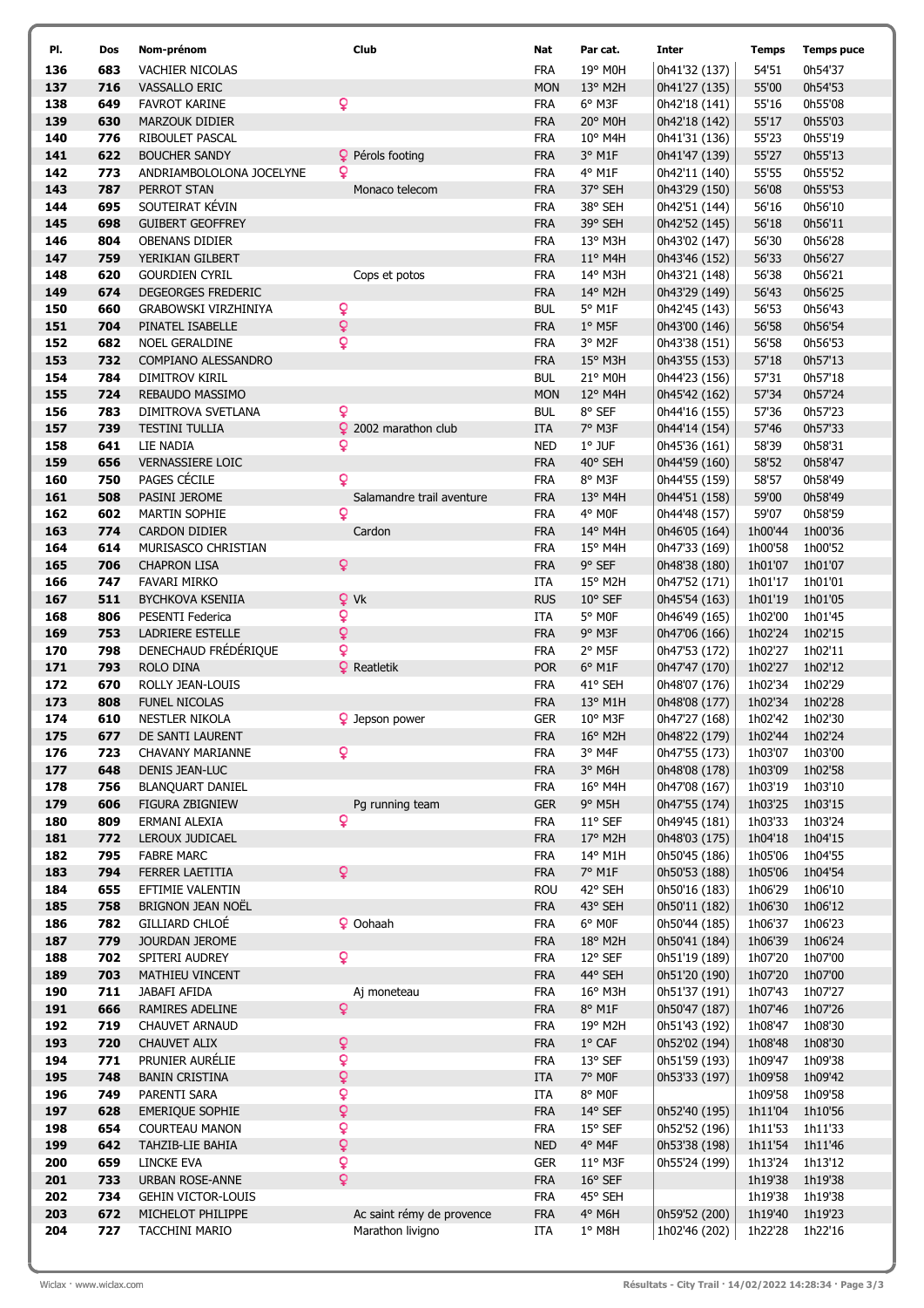| Pl. | Dos | Nom-prénom | Club | Nat | Par cat. | Inter | Temps | Temps puce |
|---|---|---|---|---|---|---|---|---|
| 136 | 683 | VACHIER NICOLAS | | FRA | 19° M0H | 0h41'32 (137) | 54'51 | 0h54'37 |
| 137 | 716 | VASSALLO ERIC | | MON | 13° M2H | 0h41'27 (135) | 55'00 | 0h54'53 |
| 138 | 649 | FAVROT KARINE | ♀ | FRA | 6° M3F | 0h42'18 (141) | 55'16 | 0h55'08 |
| 139 | 630 | MARZOUK DIDIER | | FRA | 20° M0H | 0h42'18 (142) | 55'17 | 0h55'03 |
| 140 | 776 | RIBOULET PASCAL | | FRA | 10° M4H | 0h41'31 (136) | 55'23 | 0h55'19 |
| 141 | 622 | BOUCHER SANDY | ♀ Pérols footing | FRA | 3° M1F | 0h41'47 (139) | 55'27 | 0h55'13 |
| 142 | 773 | ANDRIAMBOLOLONA JOCELYNE | ♀ | FRA | 4° M1F | 0h42'11 (140) | 55'55 | 0h55'52 |
| 143 | 787 | PERROT STAN | Monaco telecom | FRA | 37° SEH | 0h43'29 (150) | 56'08 | 0h55'53 |
| 144 | 695 | SOUTEIRAT KÉVIN | | FRA | 38° SEH | 0h42'51 (144) | 56'16 | 0h56'10 |
| 145 | 698 | GUIBERT GEOFFREY | | FRA | 39° SEH | 0h42'52 (145) | 56'18 | 0h56'11 |
| 146 | 804 | OBENANS DIDIER | | FRA | 13° M3H | 0h43'02 (147) | 56'30 | 0h56'28 |
| 147 | 759 | YERIKIAN GILBERT | | FRA | 11° M4H | 0h43'46 (152) | 56'33 | 0h56'27 |
| 148 | 620 | GOURDIEN CYRIL | Cops et potos | FRA | 14° M3H | 0h43'21 (148) | 56'38 | 0h56'21 |
| 149 | 674 | DEGEORGES FREDERIC | | FRA | 14° M2H | 0h43'29 (149) | 56'43 | 0h56'25 |
| 150 | 660 | GRABOWSKI VIRZHINIYA | ♀ | BUL | 5° M1F | 0h42'45 (143) | 56'53 | 0h56'43 |
| 151 | 704 | PINATEL ISABELLE | ♀ | FRA | 1° M5F | 0h43'00 (146) | 56'58 | 0h56'54 |
| 152 | 682 | NOEL GERALDINE | ♀ | FRA | 3° M2F | 0h43'38 (151) | 56'58 | 0h56'53 |
| 153 | 732 | COMPIANO ALESSANDRO | | FRA | 15° M3H | 0h43'55 (153) | 57'18 | 0h57'13 |
| 154 | 784 | DIMITROV KIRIL | | BUL | 21° M0H | 0h44'23 (156) | 57'31 | 0h57'18 |
| 155 | 724 | REBAUDO MASSIMO | | MON | 12° M4H | 0h45'42 (162) | 57'34 | 0h57'24 |
| 156 | 783 | DIMITROVA SVETLANA | ♀ | BUL | 8° SEF | 0h44'16 (155) | 57'36 | 0h57'23 |
| 157 | 739 | TESTINI TULLIA | ♀ 2002 marathon club | ITA | 7° M3F | 0h44'14 (154) | 57'46 | 0h57'33 |
| 158 | 641 | LIE NADIA | ♀ | NED | 1° JUF | 0h45'36 (161) | 58'39 | 0h58'31 |
| 159 | 656 | VERNASSIERE LOIC | | FRA | 40° SEH | 0h44'59 (160) | 58'52 | 0h58'47 |
| 160 | 750 | PAGES CÉCILE | ♀ | FRA | 8° M3F | 0h44'55 (159) | 58'57 | 0h58'49 |
| 161 | 508 | PASINI JEROME | Salamandre trail aventure | FRA | 13° M4H | 0h44'51 (158) | 59'00 | 0h58'49 |
| 162 | 602 | MARTIN SOPHIE | ♀ | FRA | 4° M0F | 0h44'48 (157) | 59'07 | 0h58'59 |
| 163 | 774 | CARDON DIDIER | Cardon | FRA | 14° M4H | 0h46'05 (164) | 1h00'44 | 1h00'36 |
| 164 | 614 | MURISASCO CHRISTIAN | | FRA | 15° M4H | 0h47'33 (169) | 1h00'58 | 1h00'52 |
| 165 | 706 | CHAPRON LISA | ♀ | FRA | 9° SEF | 0h48'38 (180) | 1h01'07 | 1h01'07 |
| 166 | 747 | FAVARI MIRKO | | ITA | 15° M2H | 0h47'52 (171) | 1h01'17 | 1h01'01 |
| 167 | 511 | BYCHKOVA KSENIIA | ♀ Vk | RUS | 10° SEF | 0h45'54 (163) | 1h01'19 | 1h01'05 |
| 168 | 806 | PESENTI Federica | ♀ | ITA | 5° M0F | 0h46'49 (165) | 1h02'00 | 1h01'45 |
| 169 | 753 | LADRIERE ESTELLE | ♀ | FRA | 9° M3F | 0h47'06 (166) | 1h02'24 | 1h02'15 |
| 170 | 798 | DENECHAUD FRÉDÉRIQUE | ♀ | FRA | 2° M5F | 0h47'53 (172) | 1h02'27 | 1h02'11 |
| 171 | 793 | ROLO DINA | ♀ Reatletik | POR | 6° M1F | 0h47'47 (170) | 1h02'27 | 1h02'12 |
| 172 | 670 | ROLLY JEAN-LOUIS | | FRA | 41° SEH | 0h48'07 (176) | 1h02'34 | 1h02'29 |
| 173 | 808 | FUNEL NICOLAS | | FRA | 13° M1H | 0h48'08 (177) | 1h02'34 | 1h02'28 |
| 174 | 610 | NESTLER NIKOLA | ♀ Jepson power | GER | 10° M3F | 0h47'27 (168) | 1h02'42 | 1h02'30 |
| 175 | 677 | DE SANTI LAURENT | | FRA | 16° M2H | 0h48'22 (179) | 1h02'44 | 1h02'24 |
| 176 | 723 | CHAVANY MARIANNE | ♀ | FRA | 3° M4F | 0h47'55 (173) | 1h03'07 | 1h03'00 |
| 177 | 648 | DENIS JEAN-LUC | | FRA | 3° M6H | 0h48'08 (178) | 1h03'09 | 1h02'58 |
| 178 | 756 | BLANQUART DANIEL | | FRA | 16° M4H | 0h47'08 (167) | 1h03'19 | 1h03'10 |
| 179 | 606 | FIGURA ZBIGNIEW | Pg running team | GER | 9° M5H | 0h47'55 (174) | 1h03'25 | 1h03'15 |
| 180 | 809 | ERMANI ALEXIA | ♀ | FRA | 11° SEF | 0h49'45 (181) | 1h03'33 | 1h03'24 |
| 181 | 772 | LEROUX JUDICAEL | | FRA | 17° M2H | 0h48'03 (175) | 1h04'18 | 1h04'15 |
| 182 | 795 | FABRE MARC | | FRA | 14° M1H | 0h50'45 (186) | 1h05'06 | 1h04'55 |
| 183 | 794 | FERRER LAETITIA | ♀ | FRA | 7° M1F | 0h50'53 (188) | 1h05'06 | 1h04'54 |
| 184 | 655 | EFTIMIE VALENTIN | | ROU | 42° SEH | 0h50'16 (183) | 1h06'29 | 1h06'10 |
| 185 | 758 | BRIGNON JEAN NOËL | | FRA | 43° SEH | 0h50'11 (182) | 1h06'30 | 1h06'12 |
| 186 | 782 | GILLIARD CHLOÉ | ♀ Oohaah | FRA | 6° M0F | 0h50'44 (185) | 1h06'37 | 1h06'23 |
| 187 | 779 | JOURDAN JEROME | | FRA | 18° M2H | 0h50'41 (184) | 1h06'39 | 1h06'24 |
| 188 | 702 | SPITERI AUDREY | ♀ | FRA | 12° SEF | 0h51'19 (189) | 1h07'20 | 1h07'00 |
| 189 | 703 | MATHIEU VINCENT | | FRA | 44° SEH | 0h51'20 (190) | 1h07'20 | 1h07'00 |
| 190 | 711 | JABAFI AFIDA | Aj moneteau | FRA | 16° M3H | 0h51'37 (191) | 1h07'43 | 1h07'27 |
| 191 | 666 | RAMIRES ADELINE | ♀ | FRA | 8° M1F | 0h50'47 (187) | 1h07'46 | 1h07'26 |
| 192 | 719 | CHAUVET ARNAUD | | FRA | 19° M2H | 0h51'43 (192) | 1h08'47 | 1h08'30 |
| 193 | 720 | CHAUVET ALIX | ♀ | FRA | 1° CAF | 0h52'02 (194) | 1h08'48 | 1h08'30 |
| 194 | 771 | PRUNIER AURÉLIE | ♀ | FRA | 13° SEF | 0h51'59 (193) | 1h09'47 | 1h09'38 |
| 195 | 748 | BANIN CRISTINA | ♀ | ITA | 7° M0F | 0h53'33 (197) | 1h09'58 | 1h09'42 |
| 196 | 749 | PARENTI SARA | ♀ | ITA | 8° M0F | | 1h09'58 | 1h09'58 |
| 197 | 628 | EMERIQUE SOPHIE | ♀ | FRA | 14° SEF | 0h52'40 (195) | 1h11'04 | 1h10'56 |
| 198 | 654 | COURTEAU MANON | ♀ | FRA | 15° SEF | 0h52'52 (196) | 1h11'53 | 1h11'33 |
| 199 | 642 | TAHZIB-LIE BAHIA | ♀ | NED | 4° M4F | 0h53'38 (198) | 1h11'54 | 1h11'46 |
| 200 | 659 | LINCKE EVA | ♀ | GER | 11° M3F | 0h55'24 (199) | 1h13'24 | 1h13'12 |
| 201 | 733 | URBAN ROSE-ANNE | ♀ | FRA | 16° SEF | | 1h19'38 | 1h19'38 |
| 202 | 734 | GEHIN VICTOR-LOUIS | | FRA | 45° SEH | | 1h19'38 | 1h19'38 |
| 203 | 672 | MICHELOT PHILIPPE | Ac saint rémy de provence | FRA | 4° M6H | 0h59'52 (200) | 1h19'40 | 1h19'23 |
| 204 | 727 | TACCHINI MARIO | Marathon livigno | ITA | 1° M8H | 1h02'46 (202) | 1h22'28 | 1h22'16 |